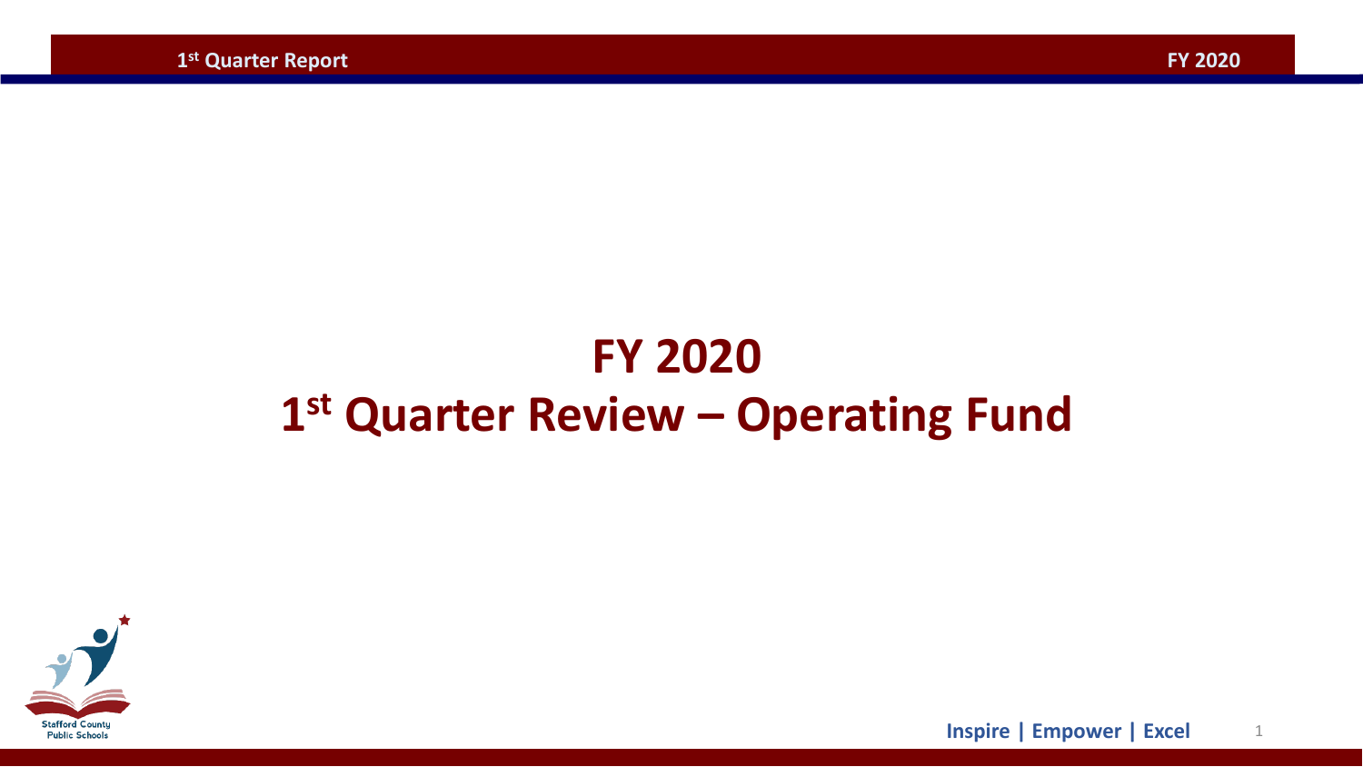# FY 2020
# 1st Quarter Review – Operating Fund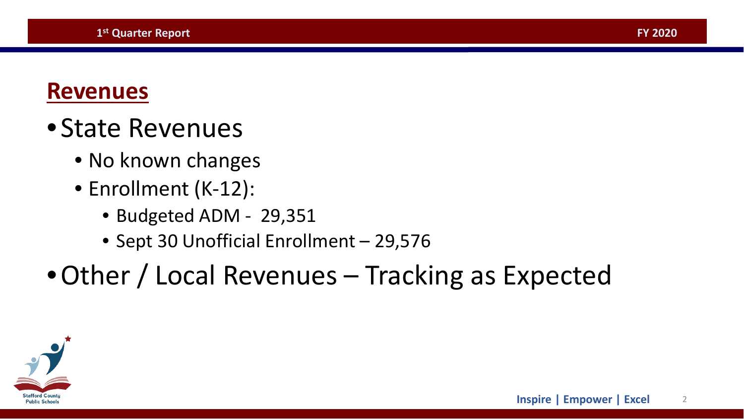## Revenues

- State Revenues
  - No known changes
  - Enrollment (K-12):
    - Budgeted ADM - 29,351
    - Sept 30 Unofficial Enrollment – 29,576
- Other / Local Revenues – Tracking as Expected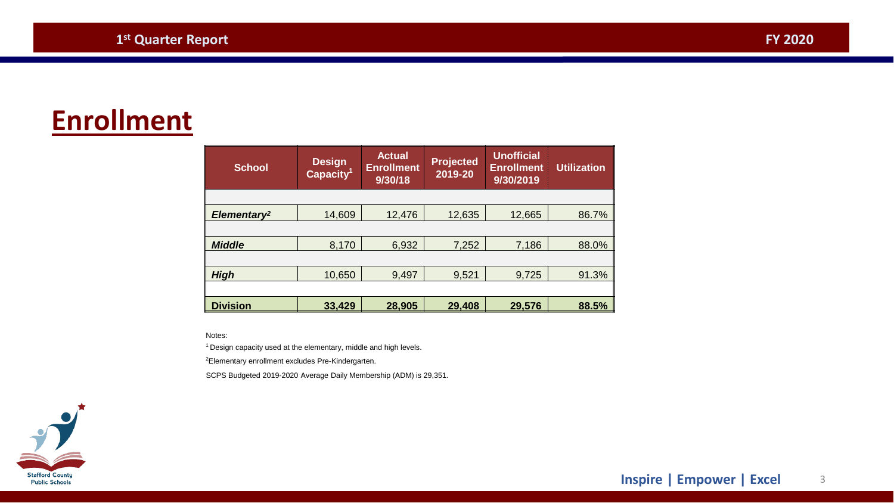# Enrollment

| School | Design Capacity[1] | Actual Enrollment 9/30/18 | Projected 2019-20 | Unofficial Enrollment 9/30/2019 | Utilization |
|---|---|---|---|---|---|
| ***Elementary[2]*** | 14,609 | 12,476 | 12,635 | 12,665 | 86.7% |
| ***Middle*** | 8,170 | 6,932 | 7,252 | 7,186 | 88.0% |
| ***High*** | 10,650 | 9,497 | 9,521 | 9,725 | 91.3% |
| **Division** | **33,429** | **28,905** | **29,408** | **29,576** | **88.5%** |

Notes:

[1] Design capacity used at the elementary, middle and high levels.

[2] Elementary enrollment excludes Pre-Kindergarten.

SCPS Budgeted 2019-2020 Average Daily Membership (ADM) is 29,351.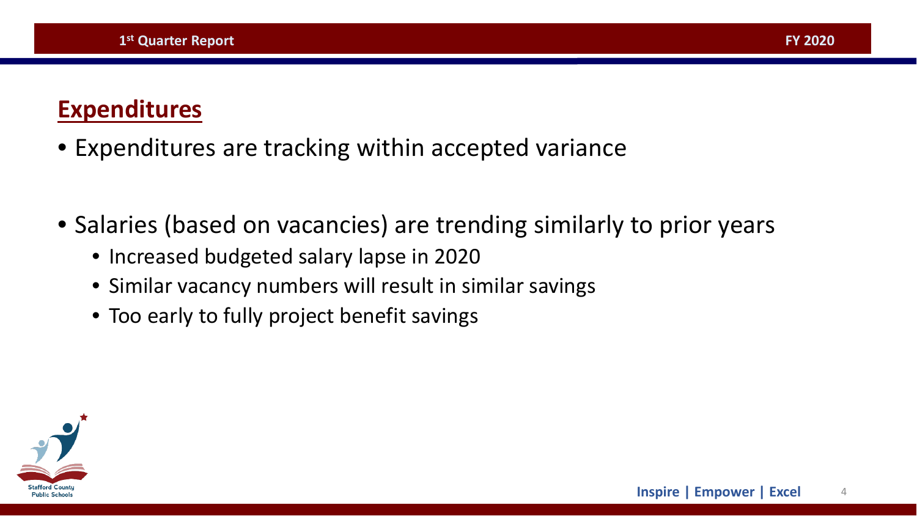## Expenditures

- Expenditures are tracking within accepted variance

- Salaries (based on vacancies) are trending similarly to prior years
  - Increased budgeted salary lapse in 2020
  - Similar vacancy numbers will result in similar savings
  - Too early to fully project benefit savings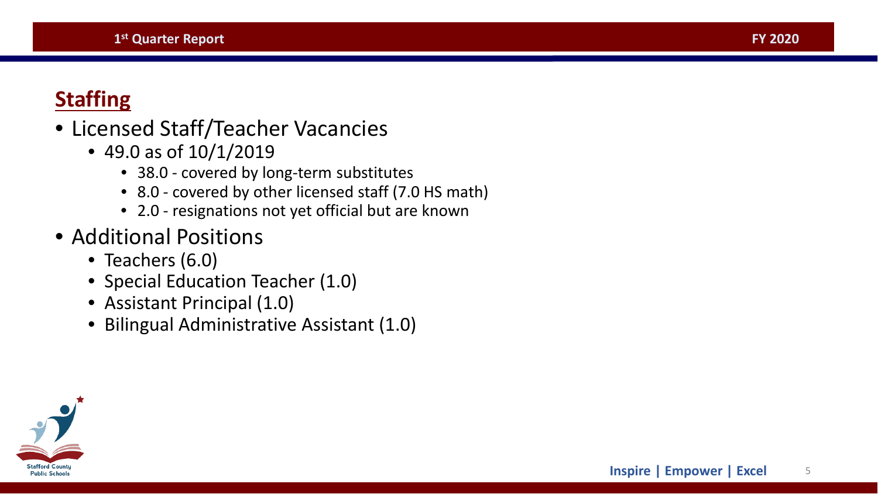## Staffing

- Licensed Staff/Teacher Vacancies
  - 49.0 as of 10/1/2019
    - 38.0 - covered by long-term substitutes
    - 8.0 - covered by other licensed staff (7.0 HS math)
    - 2.0 - resignations not yet official but are known
- Additional Positions
  - Teachers (6.0)
  - Special Education Teacher (1.0)
  - Assistant Principal (1.0)
  - Bilingual Administrative Assistant (1.0)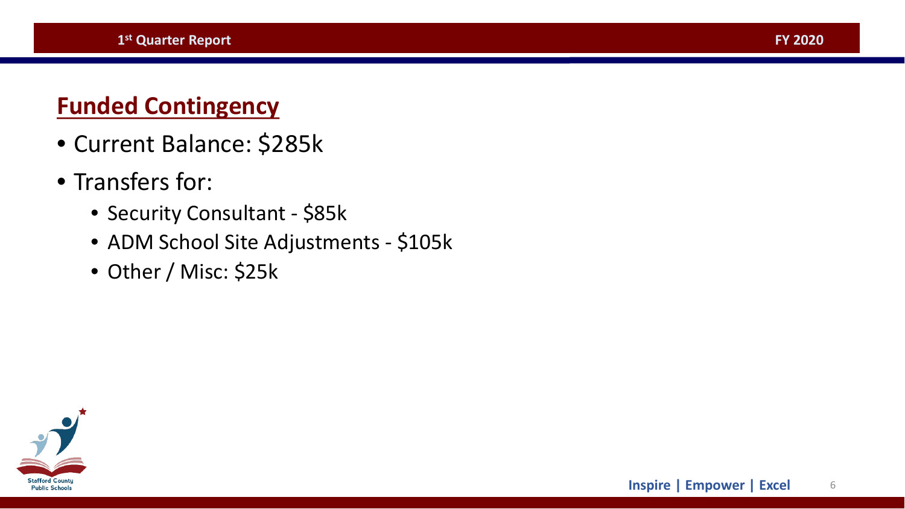## Funded Contingency

- Current Balance: $285k
- Transfers for:
  - Security Consultant - $85k
  - ADM School Site Adjustments - $105k
  - Other / Misc: $25k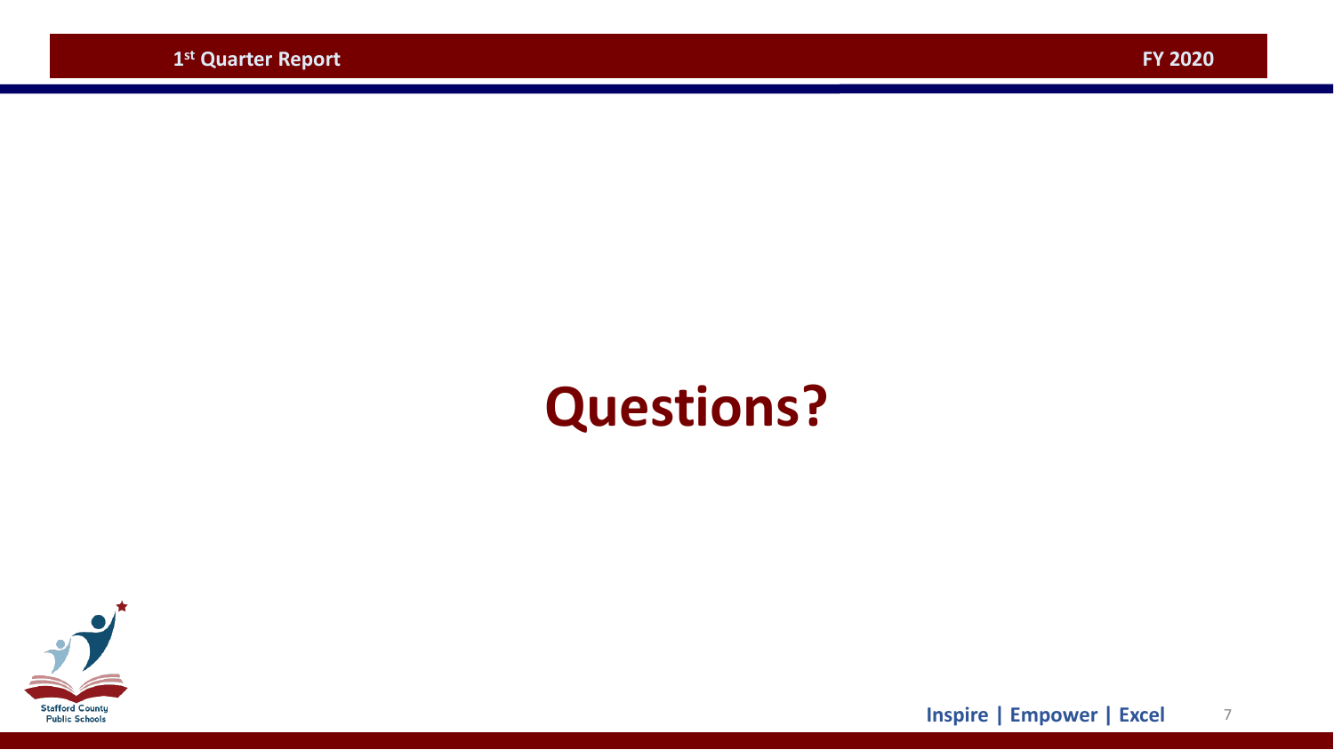# Questions?